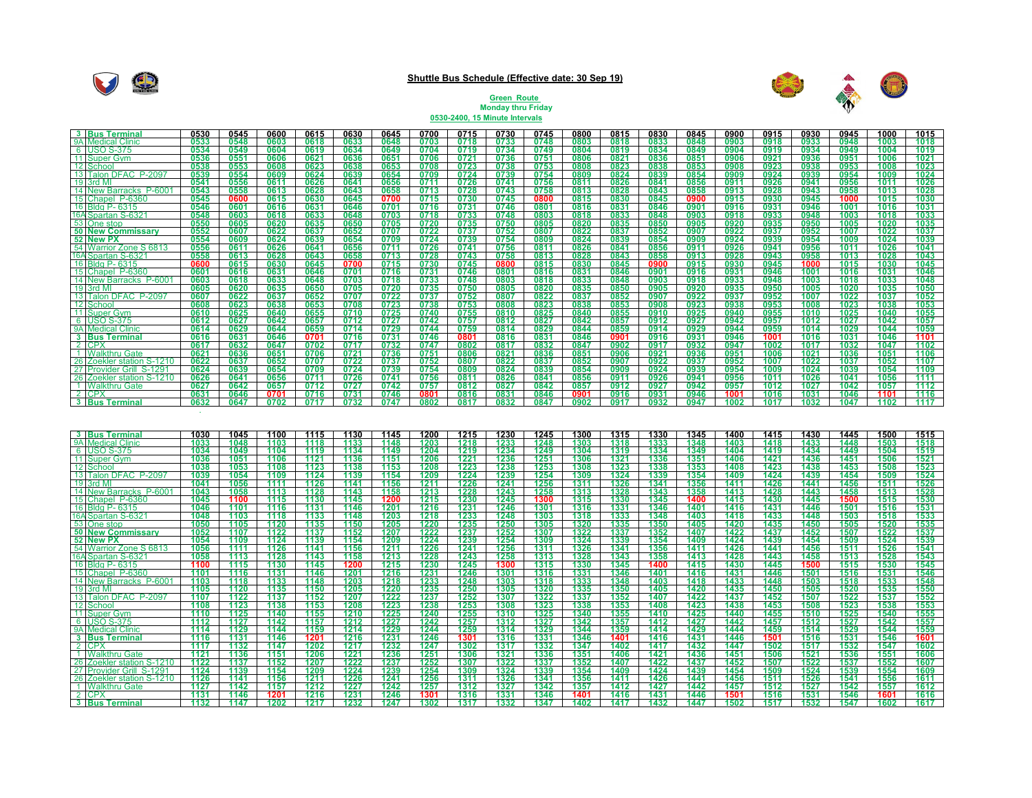# Shuttle Bus Schedule (Effective date: 30 Sep 19)

**Green Route**
**Monday thru Friday**
**0530-2400, 15 Minute Intervals**

| # | Stop | | | | | | | | | | | | | | | | | | | | |
|---|---|---|---|---|---|---|---|---|---|---|---|---|---|---|---|---|---|---|---|---|---|
| 3 | **Bus Terminal** | 0530 | 0545 | 0600 | 0615 | 0630 | 0645 | 0700 | 0715 | 0730 | 0745 | 0800 | 0815 | 0830 | 0845 | 0900 | 0915 | 0930 | 0945 | 1000 | 1015 |
| 9A | Medical Clinic | 0533 | 0548 | 0603 | 0618 | 0633 | 0648 | 0703 | 0718 | 0733 | 0748 | 0803 | 0818 | 0833 | 0848 | 0903 | 0918 | 0933 | 0948 | 1003 | 1018 |
| 6 | USO S-375 | 0534 | 0549 | 0604 | 0619 | 0634 | 0649 | 0704 | 0719 | 0734 | 0749 | 0804 | 0819 | 0834 | 0849 | 0904 | 0919 | 0934 | 0949 | 1004 | 1019 |
| 11 | Super Gym | 0536 | 0551 | 0606 | 0621 | 0636 | 0651 | 0706 | 0721 | 0736 | 0751 | 0806 | 0821 | 0836 | 0851 | 0906 | 0921 | 0936 | 0951 | 1006 | 1021 |
| 12 | School | 0538 | 0553 | 0608 | 0623 | 0638 | 0653 | 0708 | 0723 | 0738 | 0753 | 0808 | 0823 | 0838 | 0853 | 0908 | 0923 | 0938 | 0953 | 1008 | 1023 |
| 13 | Talon DFAC P-2097 | 0539 | 0554 | 0609 | 0624 | 0639 | 0654 | 0709 | 0724 | 0739 | 0754 | 0809 | 0824 | 0839 | 0854 | 0909 | 0924 | 0939 | 0954 | 1009 | 1024 |
| 19 | 3rd MI | 0541 | 0556 | 0611 | 0626 | 0641 | 0656 | 0711 | 0726 | 0741 | 0756 | 0811 | 0826 | 0841 | 0856 | 0911 | 0926 | 0941 | 0956 | 1011 | 1026 |
| 14 | New Barracks P-6001 | 0543 | 0558 | 0613 | 0628 | 0643 | 0658 | 0713 | 0728 | 0743 | 0758 | 0813 | 0828 | 0843 | 0858 | 0913 | 0928 | 0943 | 0958 | 1013 | 1028 |
| 15 | Chapel P-6360 | 0545 | 0600 | 0615 | 0630 | 0645 | 0700 | 0715 | 0730 | 0745 | 0800 | 0815 | 0830 | 0845 | 0900 | 0915 | 0930 | 0945 | 1000 | 1015 | 1030 |
| 16 | Bldg P- 6315 | 0546 | 0601 | 0616 | 0631 | 0646 | 0701 | 0716 | 0731 | 0746 | 0801 | 0816 | 0831 | 0846 | 0901 | 0916 | 0931 | 0946 | 1001 | 1016 | 1031 |
| 16A | Spartan S-6321 | 0548 | 0603 | 0618 | 0633 | 0648 | 0703 | 0718 | 0733 | 0748 | 0803 | 0818 | 0833 | 0848 | 0903 | 0918 | 0933 | 0948 | 1003 | 1018 | 1033 |
| 53 | One stop | 0550 | 0605 | 0620 | 0635 | 0650 | 0705 | 0720 | 0735 | 0750 | 0805 | 0820 | 0835 | 0850 | 0905 | 0920 | 0935 | 0950 | 1005 | 1020 | 1035 |
| 50 | **New Commissary** | 0552 | 0607 | 0622 | 0637 | 0652 | 0707 | 0722 | 0737 | 0752 | 0807 | 0822 | 0837 | 0852 | 0907 | 0922 | 0937 | 0952 | 1007 | 1022 | 1037 |
| 52 | **New PX** | 0554 | 0609 | 0624 | 0639 | 0654 | 0709 | 0724 | 0739 | 0754 | 0809 | 0824 | 0839 | 0854 | 0909 | 0924 | 0939 | 0954 | 1009 | 1024 | 1039 |
| 54 | Warrior Zone S 6813 | 0556 | 0611 | 0626 | 0641 | 0656 | 0711 | 0726 | 0741 | 0756 | 0811 | 0826 | 0841 | 0856 | 0911 | 0926 | 0941 | 0956 | 1011 | 1026 | 1041 |
| 16A | Spartan S-6321 | 0558 | 0613 | 0628 | 0643 | 0658 | 0713 | 0728 | 0743 | 0758 | 0813 | 0828 | 0843 | 0858 | 0913 | 0928 | 0943 | 0958 | 1013 | 1028 | 1043 |
| 16 | Bldg P- 6315 | 0600 | 0615 | 0630 | 0645 | 0700 | 0715 | 0730 | 0745 | 0800 | 0815 | 0830 | 0845 | 0900 | 0915 | 0930 | 0945 | 1000 | 1015 | 1030 | 1045 |
| 15 | Chapel P-6360 | 0601 | 0616 | 0631 | 0646 | 0701 | 0716 | 0731 | 0746 | 0801 | 0816 | 0831 | 0846 | 0901 | 0916 | 0931 | 0946 | 1001 | 1016 | 1031 | 1046 |
| 14 | New Barracks P-6001 | 0603 | 0618 | 0633 | 0648 | 0703 | 0718 | 0733 | 0748 | 0803 | 0818 | 0833 | 0848 | 0903 | 0918 | 0933 | 0948 | 1003 | 1018 | 1033 | 1048 |
| 19 | 3rd MI | 0605 | 0620 | 0635 | 0650 | 0705 | 0720 | 0735 | 0750 | 0805 | 0820 | 0835 | 0850 | 0905 | 0920 | 0935 | 0950 | 1005 | 1020 | 1035 | 1050 |
| 13 | Talon DFAC P-2097 | 0607 | 0622 | 0637 | 0652 | 0707 | 0722 | 0737 | 0752 | 0807 | 0822 | 0837 | 0852 | 0907 | 0922 | 0937 | 0952 | 1007 | 1022 | 1037 | 1052 |
| 12 | School | 0608 | 0623 | 0638 | 0653 | 0708 | 0723 | 0738 | 0753 | 0808 | 0823 | 0838 | 0853 | 0908 | 0923 | 0938 | 0953 | 1008 | 1023 | 1038 | 1053 |
| 11 | Super Gym | 0610 | 0625 | 0640 | 0655 | 0710 | 0725 | 0740 | 0755 | 0810 | 0825 | 0840 | 0855 | 0910 | 0925 | 0940 | 0955 | 1010 | 1025 | 1040 | 1055 |
| 6 | USO S-375 | 0612 | 0627 | 0642 | 0657 | 0712 | 0727 | 0742 | 0757 | 0812 | 0827 | 0842 | 0857 | 0912 | 0927 | 0942 | 0957 | 1012 | 1027 | 1042 | 1057 |
| 9A | Medical Clinic | 0614 | 0629 | 0644 | 0659 | 0714 | 0729 | 0744 | 0759 | 0814 | 0829 | 0844 | 0859 | 0914 | 0929 | 0944 | 0959 | 1014 | 1029 | 1044 | 1059 |
| 3 | **Bus Terminal** | 0616 | 0631 | 0646 | 0701 | 0716 | 0731 | 0746 | 0801 | 0816 | 0831 | 0846 | 0901 | 0916 | 0931 | 0946 | 1001 | 1016 | 1031 | 1046 | 1101 |
| 2 | CPX | 0617 | 0632 | 0647 | 0702 | 0717 | 0732 | 0747 | 0802 | 0817 | 0832 | 0847 | 0902 | 0917 | 0932 | 0947 | 1002 | 1017 | 1032 | 1047 | 1102 |
| 1 | Walkthru Gate | 0621 | 0636 | 0651 | 0706 | 0721 | 0736 | 0751 | 0806 | 0821 | 0836 | 0851 | 0906 | 0921 | 0936 | 0951 | 1006 | 1021 | 1036 | 1051 | 1106 |
| 26 | Zoekler station S-1210 | 0622 | 0637 | 0652 | 0707 | 0722 | 0737 | 0752 | 0807 | 0822 | 0837 | 0852 | 0907 | 0922 | 0937 | 0952 | 1007 | 1022 | 1037 | 1052 | 1107 |
| 27 | Provider Grill S-1291 | 0624 | 0639 | 0654 | 0709 | 0724 | 0739 | 0754 | 0809 | 0824 | 0839 | 0854 | 0909 | 0924 | 0939 | 0954 | 1009 | 1024 | 1039 | 1054 | 1109 |
| 26 | Zoekler station S-1210 | 0626 | 0641 | 0656 | 0711 | 0726 | 0741 | 0756 | 0811 | 0826 | 0841 | 0856 | 0911 | 0926 | 0941 | 0956 | 1011 | 1026 | 1041 | 1056 | 1111 |
| 1 | Walkthru Gate | 0627 | 0642 | 0657 | 0712 | 0727 | 0742 | 0757 | 0812 | 0827 | 0842 | 0857 | 0912 | 0927 | 0942 | 0957 | 1012 | 1027 | 1042 | 1057 | 1112 |
| 2 | CPX | 0631 | 0646 | 0701 | 0716 | 0731 | 0746 | 0801 | 0816 | 0831 | 0846 | 0901 | 0916 | 0931 | 0946 | 1001 | 1016 | 1031 | 1046 | 1101 | 1116 |
| 3 | **Bus Terminal** | 0632 | 0647 | 0702 | 0717 | 0732 | 0747 | 0802 | 0817 | 0832 | 0847 | 0902 | 0917 | 0932 | 0947 | 1002 | 1017 | 1032 | 1047 | 1102 | 1117 |

| # | Stop | | | | | | | | | | | | | | | | | | | | |
|---|---|---|---|---|---|---|---|---|---|---|---|---|---|---|---|---|---|---|---|---|---|
| 3 | **Bus Terminal** | 1030 | 1045 | 1100 | 1115 | 1130 | 1145 | 1200 | 1215 | 1230 | 1245 | 1300 | 1315 | 1330 | 1345 | 1400 | 1415 | 1430 | 1445 | 1500 | 1515 |
| 9A | Medical Clinic | 1033 | 1048 | 1103 | 1118 | 1133 | 1148 | 1203 | 1218 | 1233 | 1248 | 1303 | 1318 | 1333 | 1348 | 1403 | 1418 | 1433 | 1448 | 1503 | 1518 |
| 6 | USO S-375 | 1034 | 1049 | 1104 | 1119 | 1134 | 1149 | 1204 | 1219 | 1234 | 1249 | 1304 | 1319 | 1334 | 1349 | 1404 | 1419 | 1434 | 1449 | 1504 | 1519 |
| 11 | Super Gym | 1036 | 1051 | 1106 | 1121 | 1136 | 1151 | 1206 | 1221 | 1236 | 1251 | 1306 | 1321 | 1336 | 1351 | 1406 | 1421 | 1436 | 1451 | 1506 | 1521 |
| 12 | School | 1038 | 1053 | 1108 | 1123 | 1138 | 1153 | 1208 | 1223 | 1238 | 1253 | 1308 | 1323 | 1338 | 1353 | 1408 | 1423 | 1438 | 1453 | 1508 | 1523 |
| 13 | Talon DFAC P-2097 | 1039 | 1054 | 1109 | 1124 | 1139 | 1154 | 1209 | 1224 | 1239 | 1254 | 1309 | 1324 | 1339 | 1354 | 1409 | 1424 | 1439 | 1454 | 1509 | 1524 |
| 19 | 3rd MI | 1041 | 1056 | 1111 | 1126 | 1141 | 1156 | 1211 | 1226 | 1241 | 1256 | 1311 | 1326 | 1341 | 1356 | 1411 | 1426 | 1441 | 1456 | 1511 | 1526 |
| 14 | New Barracks P-6001 | 1043 | 1058 | 1113 | 1128 | 1143 | 1158 | 1213 | 1228 | 1243 | 1258 | 1313 | 1328 | 1343 | 1358 | 1413 | 1428 | 1443 | 1458 | 1513 | 1528 |
| 15 | Chapel P-6360 | 1045 | 1100 | 1115 | 1130 | 1145 | 1200 | 1215 | 1230 | 1245 | 1300 | 1315 | 1330 | 1345 | 1400 | 1415 | 1430 | 1445 | 1500 | 1515 | 1530 |
| 16 | Bldg P- 6315 | 1046 | 1101 | 1116 | 1131 | 1146 | 1201 | 1216 | 1231 | 1246 | 1301 | 1316 | 1331 | 1346 | 1401 | 1416 | 1431 | 1446 | 1501 | 1516 | 1531 |
| 16A | Spartan S-6321 | 1048 | 1103 | 1118 | 1133 | 1148 | 1203 | 1218 | 1233 | 1248 | 1303 | 1318 | 1333 | 1348 | 1403 | 1418 | 1433 | 1448 | 1503 | 1518 | 1533 |
| 53 | One stop | 1050 | 1105 | 1120 | 1135 | 1150 | 1205 | 1220 | 1235 | 1250 | 1305 | 1320 | 1335 | 1350 | 1405 | 1420 | 1435 | 1450 | 1505 | 1520 | 1535 |
| 50 | **New Commissary** | 1052 | 1107 | 1122 | 1137 | 1152 | 1207 | 1222 | 1237 | 1252 | 1307 | 1322 | 1337 | 1352 | 1407 | 1422 | 1437 | 1452 | 1507 | 1522 | 1537 |
| 52 | **New PX** | 1054 | 1109 | 1124 | 1139 | 1154 | 1209 | 1224 | 1239 | 1254 | 1309 | 1324 | 1339 | 1354 | 1409 | 1424 | 1439 | 1454 | 1509 | 1524 | 1539 |
| 54 | Warrior Zone S 6813 | 1056 | 1111 | 1126 | 1141 | 1156 | 1211 | 1226 | 1241 | 1256 | 1311 | 1326 | 1341 | 1356 | 1411 | 1426 | 1441 | 1456 | 1511 | 1526 | 1541 |
| 16A | Spartan S-6321 | 1058 | 1113 | 1128 | 1143 | 1158 | 1213 | 1228 | 1243 | 1258 | 1313 | 1328 | 1343 | 1358 | 1413 | 1428 | 1443 | 1458 | 1513 | 1528 | 1543 |
| 16 | Bldg P- 6315 | 1100 | 1115 | 1130 | 1145 | 1200 | 1215 | 1230 | 1245 | 1300 | 1315 | 1330 | 1345 | 1400 | 1415 | 1430 | 1445 | 1500 | 1515 | 1530 | 1545 |
| 15 | Chapel P-6360 | 1101 | 1116 | 1131 | 1146 | 1201 | 1216 | 1231 | 1246 | 1301 | 1316 | 1331 | 1346 | 1401 | 1416 | 1431 | 1446 | 1501 | 1516 | 1531 | 1546 |
| 14 | New Barracks P-6001 | 1103 | 1118 | 1133 | 1148 | 1203 | 1218 | 1233 | 1248 | 1303 | 1318 | 1333 | 1348 | 1403 | 1418 | 1433 | 1448 | 1503 | 1518 | 1533 | 1548 |
| 19 | 3rd MI | 1105 | 1120 | 1135 | 1150 | 1205 | 1220 | 1235 | 1250 | 1305 | 1320 | 1335 | 1350 | 1405 | 1420 | 1435 | 1450 | 1505 | 1520 | 1535 | 1550 |
| 13 | Talon DFAC P-2097 | 1107 | 1122 | 1137 | 1152 | 1207 | 1222 | 1237 | 1252 | 1307 | 1322 | 1337 | 1352 | 1407 | 1422 | 1437 | 1452 | 1507 | 1522 | 1537 | 1552 |
| 12 | School | 1108 | 1123 | 1138 | 1153 | 1208 | 1223 | 1238 | 1253 | 1308 | 1323 | 1338 | 1353 | 1408 | 1423 | 1438 | 1453 | 1508 | 1523 | 1538 | 1553 |
| 11 | Super Gym | 1110 | 1125 | 1140 | 1155 | 1210 | 1225 | 1240 | 1255 | 1310 | 1325 | 1340 | 1355 | 1410 | 1425 | 1440 | 1455 | 1510 | 1525 | 1540 | 1555 |
| 6 | USO S-375 | 1112 | 1127 | 1142 | 1157 | 1212 | 1227 | 1242 | 1257 | 1312 | 1327 | 1342 | 1357 | 1412 | 1427 | 1442 | 1457 | 1512 | 1527 | 1542 | 1557 |
| 9A | Medical Clinic | 1114 | 1129 | 1144 | 1159 | 1214 | 1229 | 1244 | 1259 | 1314 | 1329 | 1344 | 1359 | 1414 | 1429 | 1444 | 1459 | 1514 | 1529 | 1544 | 1559 |
| 3 | **Bus Terminal** | 1116 | 1131 | 1146 | 1201 | 1216 | 1231 | 1246 | 1301 | 1316 | 1331 | 1346 | 1401 | 1416 | 1431 | 1446 | 1501 | 1516 | 1531 | 1546 | 1601 |
| 2 | CPX | 1117 | 1132 | 1147 | 1202 | 1217 | 1232 | 1247 | 1302 | 1317 | 1332 | 1347 | 1402 | 1417 | 1432 | 1447 | 1502 | 1517 | 1532 | 1547 | 1602 |
| 1 | Walkthru Gate | 1121 | 1136 | 1151 | 1206 | 1221 | 1236 | 1251 | 1306 | 1321 | 1336 | 1351 | 1406 | 1421 | 1436 | 1451 | 1506 | 1521 | 1536 | 1551 | 1606 |
| 26 | Zoekler station S-1210 | 1122 | 1137 | 1152 | 1207 | 1222 | 1237 | 1252 | 1307 | 1322 | 1337 | 1352 | 1407 | 1422 | 1437 | 1452 | 1507 | 1522 | 1537 | 1552 | 1607 |
| 27 | Provider Grill S-1291 | 1124 | 1139 | 1154 | 1209 | 1224 | 1239 | 1254 | 1309 | 1324 | 1339 | 1354 | 1409 | 1424 | 1439 | 1454 | 1509 | 1524 | 1539 | 1554 | 1609 |
| 26 | Zoekler station S-1210 | 1126 | 1141 | 1156 | 1211 | 1226 | 1241 | 1256 | 1311 | 1326 | 1341 | 1356 | 1411 | 1426 | 1441 | 1456 | 1511 | 1526 | 1541 | 1556 | 1611 |
| 1 | Walkthru Gate | 1127 | 1142 | 1157 | 1212 | 1227 | 1242 | 1257 | 1312 | 1327 | 1342 | 1357 | 1412 | 1427 | 1442 | 1457 | 1512 | 1527 | 1542 | 1557 | 1612 |
| 2 | CPX | 1131 | 1146 | 1201 | 1216 | 1231 | 1246 | 1301 | 1316 | 1331 | 1346 | 1401 | 1416 | 1431 | 1446 | 1501 | 1516 | 1531 | 1546 | 1601 | 1616 |
| 3 | **Bus Terminal** | 1132 | 1147 | 1202 | 1217 | 1232 | 1247 | 1302 | 1317 | 1332 | 1347 | 1402 | 1417 | 1432 | 1447 | 1502 | 1517 | 1532 | 1547 | 1602 | 1617 |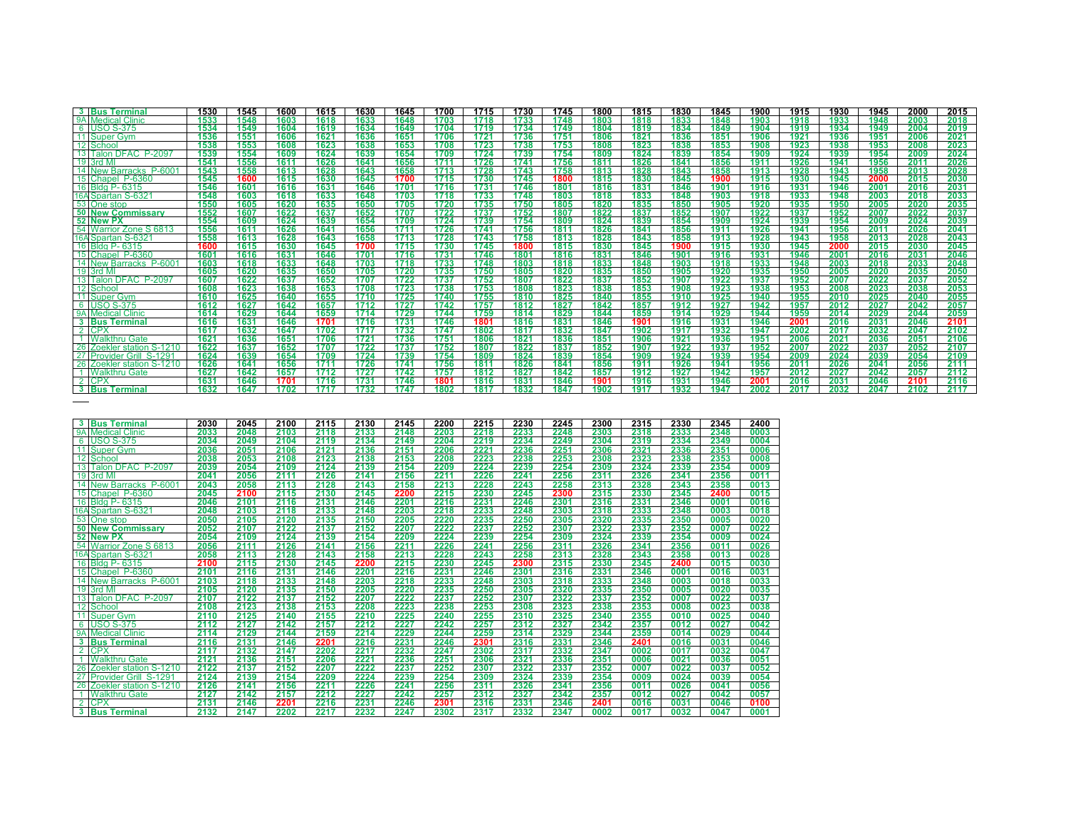| 3 | Bus Terminal | 1530 | 1545 | 1600 | 1615 | 1630 | 1645 | 1700 | 1715 | 1730 | 1745 | 1800 | 1815 | 1830 | 1845 | 1900 | 1915 | 1930 | 1945 | 2000 | 2015 |
|---|---|---|---|---|---|---|---|---|---|---|---|---|---|---|---|---|---|---|---|---|---|
| 9A | Medical Clinic | 1533 | 1548 | 1603 | 1618 | 1633 | 1648 | 1703 | 1718 | 1733 | 1748 | 1803 | 1818 | 1833 | 1848 | 1903 | 1918 | 1933 | 1948 | 2003 | 2018 |
| 6 | USO S-375 | 1534 | 1549 | 1604 | 1619 | 1634 | 1649 | 1704 | 1719 | 1734 | 1749 | 1804 | 1819 | 1834 | 1849 | 1904 | 1919 | 1934 | 1949 | 2004 | 2019 |
| 11 | Super Gym | 1536 | 1551 | 1606 | 1621 | 1636 | 1651 | 1706 | 1721 | 1736 | 1751 | 1806 | 1821 | 1836 | 1851 | 1906 | 1921 | 1936 | 1951 | 2006 | 2021 |
| 12 | School | 1538 | 1553 | 1608 | 1623 | 1638 | 1653 | 1708 | 1723 | 1738 | 1753 | 1808 | 1823 | 1838 | 1853 | 1908 | 1923 | 1938 | 1953 | 2008 | 2023 |
| 13 | Talon DFAC P-2097 | 1539 | 1554 | 1609 | 1624 | 1639 | 1654 | 1709 | 1724 | 1739 | 1754 | 1809 | 1824 | 1839 | 1854 | 1909 | 1924 | 1939 | 1954 | 2009 | 2024 |
| 19 | 3rd MI | 1541 | 1556 | 1611 | 1626 | 1641 | 1656 | 1711 | 1726 | 1741 | 1756 | 1811 | 1826 | 1841 | 1856 | 1911 | 1926 | 1941 | 1956 | 2011 | 2026 |
| 14 | New Barracks P-6001 | 1543 | 1558 | 1613 | 1628 | 1643 | 1658 | 1713 | 1728 | 1743 | 1758 | 1813 | 1828 | 1843 | 1858 | 1913 | 1928 | 1943 | 1958 | 2013 | 2028 |
| 15 | Chapel P-6360 | 1545 | 1600 | 1615 | 1630 | 1645 | 1700 | 1715 | 1730 | 1745 | 1800 | 1815 | 1830 | 1845 | 1900 | 1915 | 1930 | 1945 | 2000 | 2015 | 2030 |
| 16 | Bldg P- 6315 | 1546 | 1601 | 1616 | 1631 | 1646 | 1701 | 1716 | 1731 | 1746 | 1801 | 1816 | 1831 | 1846 | 1901 | 1916 | 1931 | 1946 | 2001 | 2016 | 2031 |
| 16A | Spartan S-6321 | 1548 | 1603 | 1618 | 1633 | 1648 | 1703 | 1718 | 1733 | 1748 | 1803 | 1818 | 1833 | 1848 | 1903 | 1918 | 1933 | 1948 | 2003 | 2018 | 2033 |
| 53 | One stop | 1550 | 1605 | 1620 | 1635 | 1650 | 1705 | 1720 | 1735 | 1750 | 1805 | 1820 | 1835 | 1850 | 1905 | 1920 | 1935 | 1950 | 2005 | 2020 | 2035 |
| 50 | New Commissary | 1552 | 1607 | 1622 | 1637 | 1652 | 1707 | 1722 | 1737 | 1752 | 1807 | 1822 | 1837 | 1852 | 1907 | 1922 | 1937 | 1952 | 2007 | 2022 | 2037 |
| 52 | New PX | 1554 | 1609 | 1624 | 1639 | 1654 | 1709 | 1724 | 1739 | 1754 | 1809 | 1824 | 1839 | 1854 | 1909 | 1924 | 1939 | 1954 | 2009 | 2024 | 2039 |
| 54 | Warrior Zone S 6813 | 1556 | 1611 | 1626 | 1641 | 1656 | 1711 | 1726 | 1741 | 1756 | 1811 | 1826 | 1841 | 1856 | 1911 | 1926 | 1941 | 1956 | 2011 | 2026 | 2041 |
| 16A | Spartan S-6321 | 1558 | 1613 | 1628 | 1643 | 1658 | 1713 | 1728 | 1743 | 1758 | 1813 | 1828 | 1843 | 1858 | 1913 | 1928 | 1943 | 1958 | 2013 | 2028 | 2043 |
| 16 | Bldg P- 6315 | 1600 | 1615 | 1630 | 1645 | 1700 | 1715 | 1730 | 1745 | 1800 | 1815 | 1830 | 1845 | 1900 | 1915 | 1930 | 1945 | 2000 | 2015 | 2030 | 2045 |
| 15 | Chapel P-6360 | 1601 | 1616 | 1631 | 1646 | 1701 | 1716 | 1731 | 1746 | 1801 | 1816 | 1831 | 1846 | 1901 | 1916 | 1931 | 1946 | 2001 | 2016 | 2031 | 2046 |
| 14 | New Barracks P-6001 | 1603 | 1618 | 1633 | 1648 | 1703 | 1718 | 1733 | 1748 | 1803 | 1818 | 1833 | 1848 | 1903 | 1918 | 1933 | 1948 | 2003 | 2018 | 2033 | 2048 |
| 19 | 3rd MI | 1605 | 1620 | 1635 | 1650 | 1705 | 1720 | 1735 | 1750 | 1805 | 1820 | 1835 | 1850 | 1905 | 1920 | 1935 | 1950 | 2005 | 2020 | 2035 | 2050 |
| 13 | Talon DFAC P-2097 | 1607 | 1622 | 1637 | 1652 | 1707 | 1722 | 1737 | 1752 | 1807 | 1822 | 1837 | 1852 | 1907 | 1922 | 1937 | 1952 | 2007 | 2022 | 2037 | 2052 |
| 12 | School | 1608 | 1623 | 1638 | 1653 | 1708 | 1723 | 1738 | 1753 | 1808 | 1823 | 1838 | 1853 | 1908 | 1923 | 1938 | 1953 | 2008 | 2023 | 2038 | 2053 |
| 11 | Super Gym | 1610 | 1625 | 1640 | 1655 | 1710 | 1725 | 1740 | 1755 | 1810 | 1825 | 1840 | 1855 | 1910 | 1925 | 1940 | 1955 | 2010 | 2025 | 2040 | 2055 |
| 6 | USO S-375 | 1612 | 1627 | 1642 | 1657 | 1712 | 1727 | 1742 | 1757 | 1812 | 1827 | 1842 | 1857 | 1912 | 1927 | 1942 | 1957 | 2012 | 2027 | 2042 | 2057 |
| 9A | Medical Clinic | 1614 | 1629 | 1644 | 1659 | 1714 | 1729 | 1744 | 1759 | 1814 | 1829 | 1844 | 1859 | 1914 | 1929 | 1944 | 1959 | 2014 | 2029 | 2044 | 2059 |
| 3 | Bus Terminal | 1616 | 1631 | 1646 | 1701 | 1716 | 1731 | 1746 | 1801 | 1816 | 1831 | 1846 | 1901 | 1916 | 1931 | 1946 | 2001 | 2016 | 2031 | 2046 | 2101 |
| 2 | CPX | 1617 | 1632 | 1647 | 1702 | 1717 | 1732 | 1747 | 1802 | 1817 | 1832 | 1847 | 1902 | 1917 | 1932 | 1947 | 2002 | 2017 | 2032 | 2047 | 2102 |
| 1 | Walkthru Gate | 1621 | 1636 | 1651 | 1706 | 1721 | 1736 | 1751 | 1806 | 1821 | 1836 | 1851 | 1906 | 1921 | 1936 | 1951 | 2006 | 2021 | 2036 | 2051 | 2106 |
| 26 | Zoekler station S-1210 | 1622 | 1637 | 1652 | 1707 | 1722 | 1737 | 1752 | 1807 | 1822 | 1837 | 1852 | 1907 | 1922 | 1937 | 1952 | 2007 | 2022 | 2037 | 2052 | 2107 |
| 27 | Provider Grill S-1291 | 1624 | 1639 | 1654 | 1709 | 1724 | 1739 | 1754 | 1809 | 1824 | 1839 | 1854 | 1909 | 1924 | 1939 | 1954 | 2009 | 2024 | 2039 | 2054 | 2109 |
| 26 | Zoekler station S-1210 | 1626 | 1641 | 1656 | 1711 | 1726 | 1741 | 1756 | 1811 | 1826 | 1841 | 1856 | 1911 | 1926 | 1941 | 1956 | 2011 | 2026 | 2041 | 2056 | 2111 |
| 1 | Walkthru Gate | 1627 | 1642 | 1657 | 1712 | 1727 | 1742 | 1757 | 1812 | 1827 | 1842 | 1857 | 1912 | 1927 | 1942 | 1957 | 2012 | 2027 | 2042 | 2057 | 2112 |
| 2 | CPX | 1631 | 1646 | 1701 | 1716 | 1731 | 1746 | 1801 | 1816 | 1831 | 1846 | 1901 | 1916 | 1931 | 1946 | 2001 | 2016 | 2031 | 2046 | 2101 | 2116 |
| 3 | Bus Terminal | 1632 | 1647 | 1702 | 1717 | 1732 | 1747 | 1802 | 1817 | 1832 | 1847 | 1902 | 1917 | 1932 | 1947 | 2002 | 2017 | 2032 | 2047 | 2102 | 2117 |

| 3 | Bus Terminal | 2030 | 2045 | 2100 | 2115 | 2130 | 2145 | 2200 | 2215 | 2230 | 2245 | 2300 | 2315 | 2330 | 2345 | 2400 |
|---|---|---|---|---|---|---|---|---|---|---|---|---|---|---|---|---|
| 9A | Medical Clinic | 2033 | 2048 | 2103 | 2118 | 2133 | 2148 | 2203 | 2218 | 2233 | 2248 | 2303 | 2318 | 2333 | 2348 | 0003 |
| 6 | USO S-375 | 2034 | 2049 | 2104 | 2119 | 2134 | 2149 | 2204 | 2219 | 2234 | 2249 | 2304 | 2319 | 2334 | 2349 | 0004 |
| 11 | Super Gym | 2036 | 2051 | 2106 | 2121 | 2136 | 2151 | 2206 | 2221 | 2236 | 2251 | 2306 | 2321 | 2336 | 2351 | 0006 |
| 12 | School | 2038 | 2053 | 2108 | 2123 | 2138 | 2153 | 2208 | 2223 | 2238 | 2253 | 2308 | 2323 | 2338 | 2353 | 0008 |
| 13 | Talon DFAC P-2097 | 2039 | 2054 | 2109 | 2124 | 2139 | 2154 | 2209 | 2224 | 2239 | 2254 | 2309 | 2324 | 2339 | 2354 | 0009 |
| 19 | 3rd MI | 2041 | 2056 | 2111 | 2126 | 2141 | 2156 | 2211 | 2226 | 2241 | 2256 | 2311 | 2326 | 2341 | 2356 | 0011 |
| 14 | New Barracks P-6001 | 2043 | 2058 | 2113 | 2128 | 2143 | 2158 | 2213 | 2228 | 2243 | 2258 | 2313 | 2328 | 2343 | 2358 | 0013 |
| 15 | Chapel P-6360 | 2045 | 2100 | 2115 | 2130 | 2145 | 2200 | 2215 | 2230 | 2245 | 2300 | 2315 | 2330 | 2345 | 2400 | 0015 |
| 16 | Bldg P- 6315 | 2046 | 2101 | 2116 | 2131 | 2146 | 2201 | 2216 | 2231 | 2246 | 2301 | 2316 | 2331 | 2346 | 0001 | 0016 |
| 16A | Spartan S-6321 | 2048 | 2103 | 2118 | 2133 | 2148 | 2203 | 2218 | 2233 | 2248 | 2303 | 2318 | 2333 | 2348 | 0003 | 0018 |
| 53 | One stop | 2050 | 2105 | 2120 | 2135 | 2150 | 2205 | 2220 | 2235 | 2250 | 2305 | 2320 | 2335 | 2350 | 0005 | 0020 |
| 50 | New Commissary | 2052 | 2107 | 2122 | 2137 | 2152 | 2207 | 2222 | 2237 | 2252 | 2307 | 2322 | 2337 | 2352 | 0007 | 0022 |
| 52 | New PX | 2054 | 2109 | 2124 | 2139 | 2154 | 2209 | 2224 | 2239 | 2254 | 2309 | 2324 | 2339 | 2354 | 0009 | 0024 |
| 54 | Warrior Zone S 6813 | 2056 | 2111 | 2126 | 2141 | 2156 | 2211 | 2226 | 2241 | 2256 | 2311 | 2326 | 2341 | 2356 | 0011 | 0026 |
| 16A | Spartan S-6321 | 2058 | 2113 | 2128 | 2143 | 2158 | 2213 | 2228 | 2243 | 2258 | 2313 | 2328 | 2343 | 2358 | 0013 | 0028 |
| 16 | Bldg P- 6315 | 2100 | 2115 | 2130 | 2145 | 2200 | 2215 | 2230 | 2245 | 2300 | 2315 | 2330 | 2345 | 2400 | 0015 | 0030 |
| 15 | Chapel P-6360 | 2101 | 2116 | 2131 | 2146 | 2201 | 2216 | 2231 | 2246 | 2301 | 2316 | 2331 | 2346 | 0001 | 0016 | 0031 |
| 14 | New Barracks P-6001 | 2103 | 2118 | 2133 | 2148 | 2203 | 2218 | 2233 | 2248 | 2303 | 2318 | 2333 | 2348 | 0003 | 0018 | 0033 |
| 19 | 3rd MI | 2105 | 2120 | 2135 | 2150 | 2205 | 2220 | 2235 | 2250 | 2305 | 2320 | 2335 | 2350 | 0005 | 0020 | 0035 |
| 13 | Talon DFAC P-2097 | 2107 | 2122 | 2137 | 2152 | 2207 | 2222 | 2237 | 2252 | 2307 | 2322 | 2337 | 2352 | 0007 | 0022 | 0037 |
| 12 | School | 2108 | 2123 | 2138 | 2153 | 2208 | 2223 | 2238 | 2253 | 2308 | 2323 | 2338 | 2353 | 0008 | 0023 | 0038 |
| 11 | Super Gym | 2110 | 2125 | 2140 | 2155 | 2210 | 2225 | 2240 | 2255 | 2310 | 2325 | 2340 | 2355 | 0010 | 0025 | 0040 |
| 6 | USO S-375 | 2112 | 2127 | 2142 | 2157 | 2212 | 2227 | 2242 | 2257 | 2312 | 2327 | 2342 | 2357 | 0012 | 0027 | 0042 |
| 9A | Medical Clinic | 2114 | 2129 | 2144 | 2159 | 2214 | 2229 | 2244 | 2259 | 2314 | 2329 | 2344 | 2359 | 0014 | 0029 | 0044 |
| 3 | Bus Terminal | 2116 | 2131 | 2146 | 2201 | 2216 | 2231 | 2246 | 2301 | 2316 | 2331 | 2346 | 2401 | 0016 | 0031 | 0046 |
| 2 | CPX | 2117 | 2132 | 2147 | 2202 | 2217 | 2232 | 2247 | 2302 | 2317 | 2332 | 2347 | 0002 | 0017 | 0032 | 0047 |
| 1 | Walkthru Gate | 2121 | 2136 | 2151 | 2206 | 2221 | 2236 | 2251 | 2306 | 2321 | 2336 | 2351 | 0006 | 0021 | 0036 | 0051 |
| 26 | Zoekler station S-1210 | 2122 | 2137 | 2152 | 2207 | 2222 | 2237 | 2252 | 2307 | 2322 | 2337 | 2352 | 0007 | 0022 | 0037 | 0052 |
| 27 | Provider Grill S-1291 | 2124 | 2139 | 2154 | 2209 | 2224 | 2239 | 2254 | 2309 | 2324 | 2339 | 2354 | 0009 | 0024 | 0039 | 0054 |
| 26 | Zoekler station S-1210 | 2126 | 2141 | 2156 | 2211 | 2226 | 2241 | 2256 | 2311 | 2326 | 2341 | 2356 | 0011 | 0026 | 0041 | 0056 |
| 1 | Walkthru Gate | 2127 | 2142 | 2157 | 2212 | 2227 | 2242 | 2257 | 2312 | 2327 | 2342 | 2357 | 0012 | 0027 | 0042 | 0057 |
| 2 | CPX | 2131 | 2146 | 2201 | 2216 | 2231 | 2246 | 2301 | 2316 | 2331 | 2346 | 2401 | 0016 | 0031 | 0046 | 0100 |
| 3 | Bus Terminal | 2132 | 2147 | 2202 | 2217 | 2232 | 2247 | 2302 | 2317 | 2332 | 2347 | 0002 | 0017 | 0032 | 0047 | 0001 |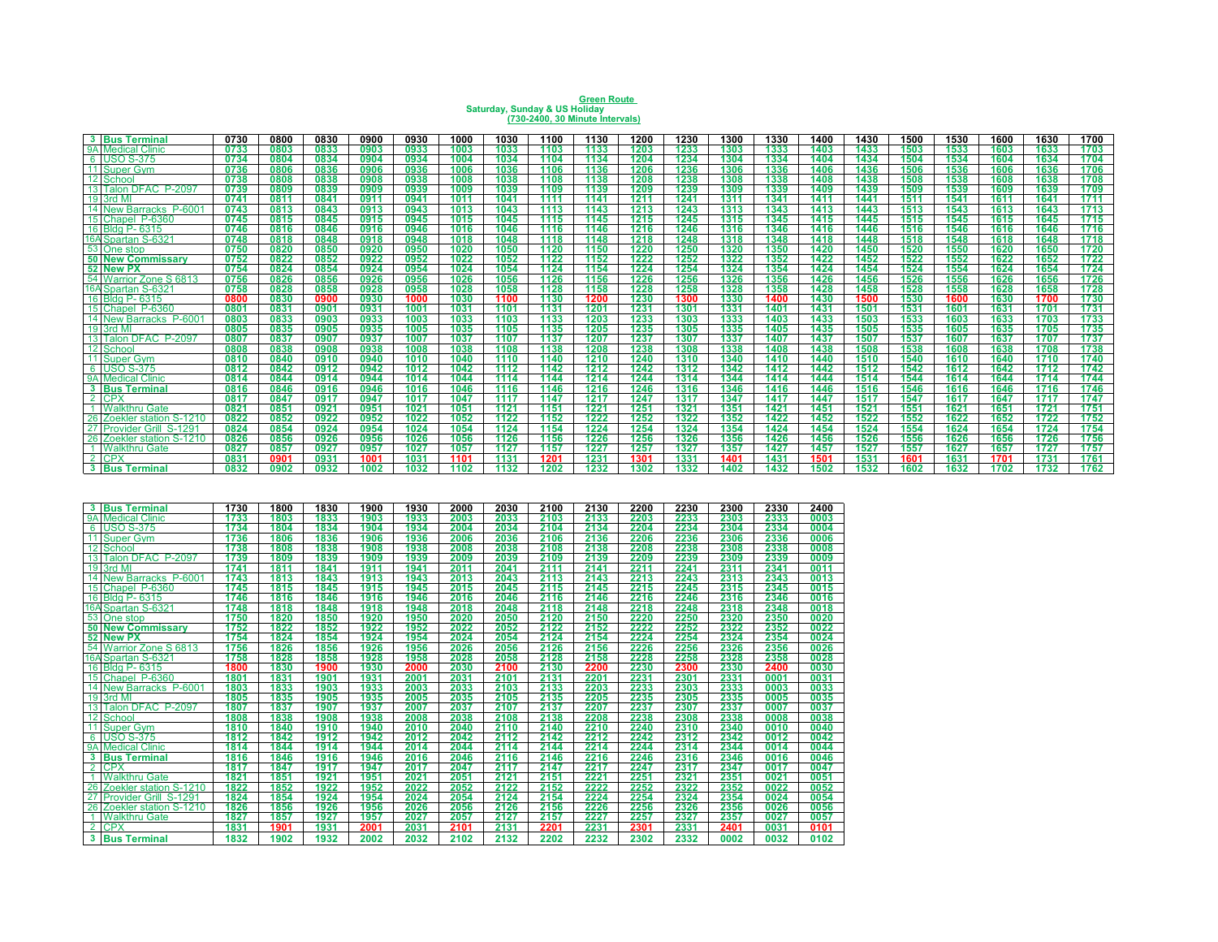**Green Route**

**Saturday, Sunday & US Holiday**

**(730-2400, 30 Minute Intervals)**

| | | | | | | | | | | | | | | | | | | | | | |
|---|---|---|---|---|---|---|---|---|---|---|---|---|---|---|---|---|---|---|---|---|---|
| 3 | **Bus Terminal** | 0730 | 0800 | 0830 | 0900 | 0930 | 1000 | 1030 | 1100 | 1130 | 1200 | 1230 | 1300 | 1330 | 1400 | 1430 | 1500 | 1530 | 1600 | 1630 | 1700 |
| 9A | Medical Clinic | 0733 | 0803 | 0833 | 0903 | 0933 | 1003 | 1033 | 1103 | 1133 | 1203 | 1233 | 1303 | 1333 | 1403 | 1433 | 1503 | 1533 | 1603 | 1633 | 1703 |
| 6 | USO S-375 | 0734 | 0804 | 0834 | 0904 | 0934 | 1004 | 1034 | 1104 | 1134 | 1204 | 1234 | 1304 | 1334 | 1404 | 1434 | 1504 | 1534 | 1604 | 1634 | 1704 |
| 11 | Super Gym | 0736 | 0806 | 0836 | 0906 | 0936 | 1006 | 1036 | 1106 | 1136 | 1206 | 1236 | 1306 | 1336 | 1406 | 1436 | 1506 | 1536 | 1606 | 1636 | 1706 |
| 12 | School | 0738 | 0808 | 0838 | 0908 | 0938 | 1008 | 1038 | 1108 | 1138 | 1208 | 1238 | 1308 | 1338 | 1408 | 1438 | 1508 | 1538 | 1608 | 1638 | 1708 |
| 13 | Talon DFAC P-2097 | 0739 | 0809 | 0839 | 0909 | 0939 | 1009 | 1039 | 1109 | 1139 | 1209 | 1239 | 1309 | 1339 | 1409 | 1439 | 1509 | 1539 | 1609 | 1639 | 1709 |
| 19 | 3rd MI | 0741 | 0811 | 0841 | 0911 | 0941 | 1011 | 1041 | 1111 | 1141 | 1211 | 1241 | 1311 | 1341 | 1411 | 1441 | 1511 | 1541 | 1611 | 1641 | 1711 |
| 14 | New Barracks P-6001 | 0743 | 0813 | 0843 | 0913 | 0943 | 1013 | 1043 | 1113 | 1143 | 1213 | 1243 | 1313 | 1343 | 1413 | 1443 | 1513 | 1543 | 1613 | 1643 | 1713 |
| 15 | Chapel P-6360 | 0745 | 0815 | 0845 | 0915 | 0945 | 1015 | 1045 | 1115 | 1145 | 1215 | 1245 | 1315 | 1345 | 1415 | 1445 | 1515 | 1545 | 1615 | 1645 | 1715 |
| 16 | Bldg P- 6315 | 0746 | 0816 | 0846 | 0916 | 0946 | 1016 | 1046 | 1116 | 1146 | 1216 | 1246 | 1316 | 1346 | 1416 | 1446 | 1516 | 1546 | 1616 | 1646 | 1716 |
| 16A | Spartan S-6321 | 0748 | 0818 | 0848 | 0918 | 0948 | 1018 | 1048 | 1118 | 1148 | 1218 | 1248 | 1318 | 1348 | 1418 | 1448 | 1518 | 1548 | 1618 | 1648 | 1718 |
| 53 | One stop | 0750 | 0820 | 0850 | 0920 | 0950 | 1020 | 1050 | 1120 | 1150 | 1220 | 1250 | 1320 | 1350 | 1420 | 1450 | 1520 | 1550 | 1620 | 1650 | 1720 |
| 50 | **New Commissary** | 0752 | 0822 | 0852 | 0922 | 0952 | 1022 | 1052 | 1122 | 1152 | 1222 | 1252 | 1322 | 1352 | 1422 | 1452 | 1522 | 1552 | 1622 | 1652 | 1722 |
| 52 | **New PX** | 0754 | 0824 | 0854 | 0924 | 0954 | 1024 | 1054 | 1124 | 1154 | 1224 | 1254 | 1324 | 1354 | 1424 | 1454 | 1524 | 1554 | 1624 | 1654 | 1724 |
| 54 | Warrior Zone S 6813 | 0756 | 0826 | 0856 | 0926 | 0956 | 1026 | 1056 | 1126 | 1156 | 1226 | 1256 | 1326 | 1356 | 1426 | 1456 | 1526 | 1556 | 1626 | 1656 | 1726 |
| 16A | Spartan S-6321 | 0758 | 0828 | 0858 | 0928 | 0958 | 1028 | 1058 | 1128 | 1158 | 1228 | 1258 | 1328 | 1358 | 1428 | 1458 | 1528 | 1558 | 1628 | 1658 | 1728 |
| 16 | Bldg P- 6315 | 0800 | 0830 | 0900 | 0930 | 1000 | 1030 | 1100 | 1130 | 1200 | 1230 | 1300 | 1330 | 1400 | 1430 | 1500 | 1530 | 1600 | 1630 | 1700 | 1730 |
| 15 | Chapel P-6360 | 0801 | 0831 | 0901 | 0931 | 1001 | 1031 | 1101 | 1131 | 1201 | 1231 | 1301 | 1331 | 1401 | 1431 | 1501 | 1531 | 1601 | 1631 | 1701 | 1731 |
| 14 | New Barracks P-6001 | 0803 | 0833 | 0903 | 0933 | 1003 | 1033 | 1103 | 1133 | 1203 | 1233 | 1303 | 1333 | 1403 | 1433 | 1503 | 1533 | 1603 | 1633 | 1703 | 1733 |
| 19 | 3rd MI | 0805 | 0835 | 0905 | 0935 | 1005 | 1035 | 1105 | 1135 | 1205 | 1235 | 1305 | 1335 | 1405 | 1435 | 1505 | 1535 | 1605 | 1635 | 1705 | 1735 |
| 13 | Talon DFAC P-2097 | 0807 | 0837 | 0907 | 0937 | 1007 | 1037 | 1107 | 1137 | 1207 | 1237 | 1307 | 1337 | 1407 | 1437 | 1507 | 1537 | 1607 | 1637 | 1707 | 1737 |
| 12 | School | 0808 | 0838 | 0908 | 0938 | 1008 | 1038 | 1108 | 1138 | 1208 | 1238 | 1308 | 1338 | 1408 | 1438 | 1508 | 1538 | 1608 | 1638 | 1708 | 1738 |
| 11 | Super Gym | 0810 | 0840 | 0910 | 0940 | 1010 | 1040 | 1110 | 1140 | 1210 | 1240 | 1310 | 1340 | 1410 | 1440 | 1510 | 1540 | 1610 | 1640 | 1710 | 1740 |
| 6 | USO S-375 | 0812 | 0842 | 0912 | 0942 | 1012 | 1042 | 1112 | 1142 | 1212 | 1242 | 1312 | 1342 | 1412 | 1442 | 1512 | 1542 | 1612 | 1642 | 1712 | 1742 |
| 9A | Medical Clinic | 0814 | 0844 | 0914 | 0944 | 1014 | 1044 | 1114 | 1144 | 1214 | 1244 | 1314 | 1344 | 1414 | 1444 | 1514 | 1544 | 1614 | 1644 | 1714 | 1744 |
| 3 | **Bus Terminal** | 0816 | 0846 | 0916 | 0946 | 1016 | 1046 | 1116 | 1146 | 1216 | 1246 | 1316 | 1346 | 1416 | 1446 | 1516 | 1546 | 1616 | 1646 | 1716 | 1746 |
| 2 | CPX | 0817 | 0847 | 0917 | 0947 | 1017 | 1047 | 1117 | 1147 | 1217 | 1247 | 1317 | 1347 | 1417 | 1447 | 1517 | 1547 | 1617 | 1647 | 1717 | 1747 |
| 1 | Walkthru Gate | 0821 | 0851 | 0921 | 0951 | 1021 | 1051 | 1121 | 1151 | 1221 | 1251 | 1321 | 1351 | 1421 | 1451 | 1521 | 1551 | 1621 | 1651 | 1721 | 1751 |
| 26 | Zoekler station S-1210 | 0822 | 0852 | 0922 | 0952 | 1022 | 1052 | 1122 | 1152 | 1222 | 1252 | 1322 | 1352 | 1422 | 1452 | 1522 | 1552 | 1622 | 1652 | 1722 | 1752 |
| 27 | Provider Grill S-1291 | 0824 | 0854 | 0924 | 0954 | 1024 | 1054 | 1124 | 1154 | 1224 | 1254 | 1324 | 1354 | 1424 | 1454 | 1524 | 1554 | 1624 | 1654 | 1724 | 1754 |
| 26 | Zoekler station S-1210 | 0826 | 0856 | 0926 | 0956 | 1026 | 1056 | 1126 | 1156 | 1226 | 1256 | 1326 | 1356 | 1426 | 1456 | 1526 | 1556 | 1626 | 1656 | 1726 | 1756 |
| 1 | Walkthru Gate | 0827 | 0857 | 0927 | 0957 | 1027 | 1057 | 1127 | 1157 | 1227 | 1257 | 1327 | 1357 | 1427 | 1457 | 1527 | 1557 | 1627 | 1657 | 1727 | 1757 |
| 2 | CPX | 0831 | 0901 | 0931 | 1001 | 1031 | 1101 | 1131 | 1201 | 1231 | 1301 | 1331 | 1401 | 1431 | 1501 | 1531 | 1601 | 1631 | 1701 | 1731 | 1761 |
| 3 | **Bus Terminal** | 0832 | 0902 | 0932 | 1002 | 1032 | 1102 | 1132 | 1202 | 1232 | 1302 | 1332 | 1402 | 1432 | 1502 | 1532 | 1602 | 1632 | 1702 | 1732 | 1762 |

| | | | | | | | | | | | | | | | |
|---|---|---|---|---|---|---|---|---|---|---|---|---|---|---|---|
| 3 | **Bus Terminal** | 1730 | 1800 | 1830 | 1900 | 1930 | 2000 | 2030 | 2100 | 2130 | 2200 | 2230 | 2300 | 2330 | 2400 |
| 9A | Medical Clinic | 1733 | 1803 | 1833 | 1903 | 1933 | 2003 | 2033 | 2103 | 2133 | 2203 | 2233 | 2303 | 2333 | 0003 |
| 6 | USO S-375 | 1734 | 1804 | 1834 | 1904 | 1934 | 2004 | 2034 | 2104 | 2134 | 2204 | 2234 | 2304 | 2334 | 0004 |
| 11 | Super Gym | 1736 | 1806 | 1836 | 1906 | 1936 | 2006 | 2036 | 2106 | 2136 | 2206 | 2236 | 2306 | 2336 | 0006 |
| 12 | School | 1738 | 1808 | 1838 | 1908 | 1938 | 2008 | 2038 | 2108 | 2138 | 2208 | 2238 | 2308 | 2338 | 0008 |
| 13 | Talon DFAC P-2097 | 1739 | 1809 | 1839 | 1909 | 1939 | 2009 | 2039 | 2109 | 2139 | 2209 | 2239 | 2309 | 2339 | 0009 |
| 19 | 3rd MI | 1741 | 1811 | 1841 | 1911 | 1941 | 2011 | 2041 | 2111 | 2141 | 2211 | 2241 | 2311 | 2341 | 0011 |
| 14 | New Barracks P-6001 | 1743 | 1813 | 1843 | 1913 | 1943 | 2013 | 2043 | 2113 | 2143 | 2213 | 2243 | 2313 | 2343 | 0013 |
| 15 | Chapel P-6360 | 1745 | 1815 | 1845 | 1915 | 1945 | 2015 | 2045 | 2115 | 2145 | 2215 | 2245 | 2315 | 2345 | 0015 |
| 16 | Bldg P- 6315 | 1746 | 1816 | 1846 | 1916 | 1946 | 2016 | 2046 | 2116 | 2146 | 2216 | 2246 | 2316 | 2346 | 0016 |
| 16A | Spartan S-6321 | 1748 | 1818 | 1848 | 1918 | 1948 | 2018 | 2048 | 2118 | 2148 | 2218 | 2248 | 2318 | 2348 | 0018 |
| 53 | One stop | 1750 | 1820 | 1850 | 1920 | 1950 | 2020 | 2050 | 2120 | 2150 | 2220 | 2250 | 2320 | 2350 | 0020 |
| 50 | **New Commissary** | 1752 | 1822 | 1852 | 1922 | 1952 | 2022 | 2052 | 2122 | 2152 | 2222 | 2252 | 2322 | 2352 | 0022 |
| 52 | **New PX** | 1754 | 1824 | 1854 | 1924 | 1954 | 2024 | 2054 | 2124 | 2154 | 2224 | 2254 | 2324 | 2354 | 0024 |
| 54 | Warrior Zone S 6813 | 1756 | 1826 | 1856 | 1926 | 1956 | 2026 | 2056 | 2126 | 2156 | 2226 | 2256 | 2326 | 2356 | 0026 |
| 16A | Spartan S-6321 | 1758 | 1828 | 1858 | 1928 | 1958 | 2028 | 2058 | 2128 | 2158 | 2228 | 2258 | 2328 | 2358 | 0028 |
| 16 | Bldg P- 6315 | 1800 | 1830 | 1900 | 1930 | 2000 | 2030 | 2100 | 2130 | 2200 | 2230 | 2300 | 2330 | 2400 | 0030 |
| 15 | Chapel P-6360 | 1801 | 1831 | 1901 | 1931 | 2001 | 2031 | 2101 | 2131 | 2201 | 2231 | 2301 | 2331 | 0001 | 0031 |
| 14 | New Barracks P-6001 | 1803 | 1833 | 1903 | 1933 | 2003 | 2033 | 2103 | 2133 | 2203 | 2233 | 2303 | 2333 | 0003 | 0033 |
| 19 | 3rd MI | 1805 | 1835 | 1905 | 1935 | 2005 | 2035 | 2105 | 2135 | 2205 | 2235 | 2305 | 2335 | 0005 | 0035 |
| 13 | Talon DFAC P-2097 | 1807 | 1837 | 1907 | 1937 | 2007 | 2037 | 2107 | 2137 | 2207 | 2237 | 2307 | 2337 | 0007 | 0037 |
| 12 | School | 1808 | 1838 | 1908 | 1938 | 2008 | 2038 | 2108 | 2138 | 2208 | 2238 | 2308 | 2338 | 0008 | 0038 |
| 11 | Super Gym | 1810 | 1840 | 1910 | 1940 | 2010 | 2040 | 2110 | 2140 | 2210 | 2240 | 2310 | 2340 | 0010 | 0040 |
| 6 | USO S-375 | 1812 | 1842 | 1912 | 1942 | 2012 | 2042 | 2112 | 2142 | 2212 | 2242 | 2312 | 2342 | 0012 | 0042 |
| 9A | Medical Clinic | 1814 | 1844 | 1914 | 1944 | 2014 | 2044 | 2114 | 2144 | 2214 | 2244 | 2314 | 2344 | 0014 | 0044 |
| 3 | **Bus Terminal** | 1816 | 1846 | 1916 | 1946 | 2016 | 2046 | 2116 | 2146 | 2216 | 2246 | 2316 | 2346 | 0016 | 0046 |
| 2 | CPX | 1817 | 1847 | 1917 | 1947 | 2017 | 2047 | 2117 | 2147 | 2217 | 2247 | 2317 | 2347 | 0017 | 0047 |
| 1 | Walkthru Gate | 1821 | 1851 | 1921 | 1951 | 2021 | 2051 | 2121 | 2151 | 2221 | 2251 | 2321 | 2351 | 0021 | 0051 |
| 26 | Zoekler station S-1210 | 1822 | 1852 | 1922 | 1952 | 2022 | 2052 | 2122 | 2152 | 2222 | 2252 | 2322 | 2352 | 0022 | 0052 |
| 27 | Provider Grill S-1291 | 1824 | 1854 | 1924 | 1954 | 2024 | 2054 | 2124 | 2154 | 2224 | 2254 | 2324 | 2354 | 0024 | 0054 |
| 26 | Zoekler station S-1210 | 1826 | 1856 | 1926 | 1956 | 2026 | 2056 | 2126 | 2156 | 2226 | 2256 | 2326 | 2356 | 0026 | 0056 |
| 1 | Walkthru Gate | 1827 | 1857 | 1927 | 1957 | 2027 | 2057 | 2127 | 2157 | 2227 | 2257 | 2327 | 2357 | 0027 | 0057 |
| 2 | CPX | 1831 | 1901 | 1931 | 2001 | 2031 | 2101 | 2131 | 2201 | 2231 | 2301 | 2331 | 2401 | 0031 | 0101 |
| 3 | **Bus Terminal** | 1832 | 1902 | 1932 | 2002 | 2032 | 2102 | 2132 | 2202 | 2232 | 2302 | 2332 | 0002 | 0032 | 0102 |